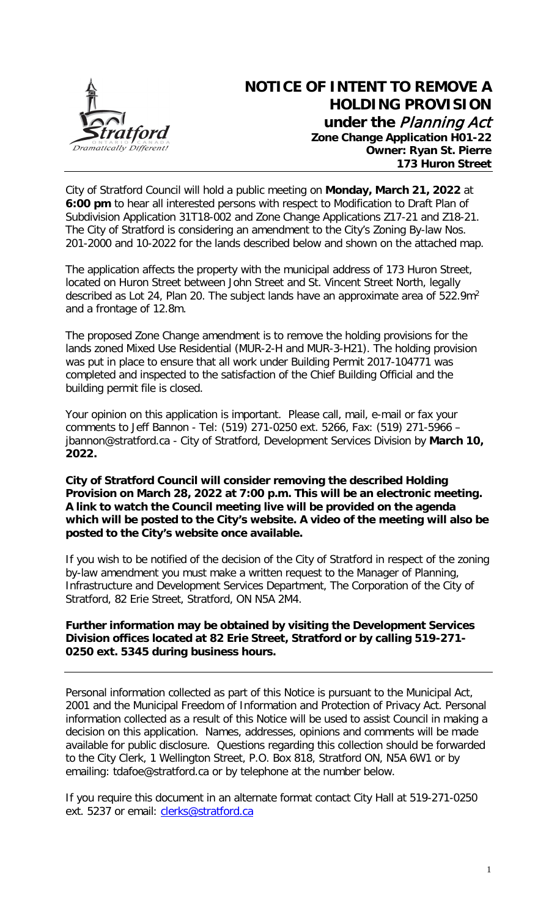# NOTICE OF INTENT TO REMOVE A HOLDING PROVISION

**under the *Planning Act***

**Zone Change Application H01-22**
**Owner: Ryan St. Pierre**
**173 Huron Street**

City of Stratford Council will hold a public meeting on **Monday, March 21, 2022** at **6:00 pm** to hear all interested persons with respect to Modification to Draft Plan of Subdivision Application 31T18-002 and Zone Change Applications Z17-21 and Z18-21. The City of Stratford is considering an amendment to the City's Zoning By-law Nos. 201-2000 and 10-2022 for the lands described below and shown on the attached map.

The application affects the property with the municipal address of 173 Huron Street, located on Huron Street between John Street and St. Vincent Street North, legally described as Lot 24, Plan 20. The subject lands have an approximate area of 522.9m$^2$ and a frontage of 12.8m.

The proposed Zone Change amendment is to remove the holding provisions for the lands zoned Mixed Use Residential (MUR-2-H and MUR-3-H21). The holding provision was put in place to ensure that all work under Building Permit 2017-104771 was completed and inspected to the satisfaction of the Chief Building Official and the building permit file is closed.

Your opinion on this application is important. Please call, mail, e-mail or fax your comments to Jeff Bannon - Tel: (519) 271-0250 ext. 5266, Fax: (519) 271-5966 – jbannon@stratford.ca - City of Stratford, Development Services Division by **March 10, 2022.**

**City of Stratford Council will consider removing the described Holding Provision on March 28, 2022 at 7:00 p.m. This will be an electronic meeting. A link to watch the Council meeting live will be provided on the agenda which will be posted to the City's website. A video of the meeting will also be posted to the City's website once available.**

If you wish to be notified of the decision of the City of Stratford in respect of the zoning by-law amendment you must make a written request to the Manager of Planning, Infrastructure and Development Services Department, The Corporation of the City of Stratford, 82 Erie Street, Stratford, ON N5A 2M4.

**Further information may be obtained by visiting the Development Services Division offices located at 82 Erie Street, Stratford or by calling 519-271-0250 ext. 5345 during business hours.**

---

Personal information collected as part of this Notice is pursuant to the Municipal Act, 2001 and the Municipal Freedom of Information and Protection of Privacy Act. Personal information collected as a result of this Notice will be used to assist Council in making a decision on this application. Names, addresses, opinions and comments will be made available for public disclosure. Questions regarding this collection should be forwarded to the City Clerk, 1 Wellington Street, P.O. Box 818, Stratford ON, N5A 6W1 or by emailing: tdafoe@stratford.ca or by telephone at the number below.

If you require this document in an alternate format contact City Hall at 519-271-0250 ext. 5237 or email: clerks@stratford.ca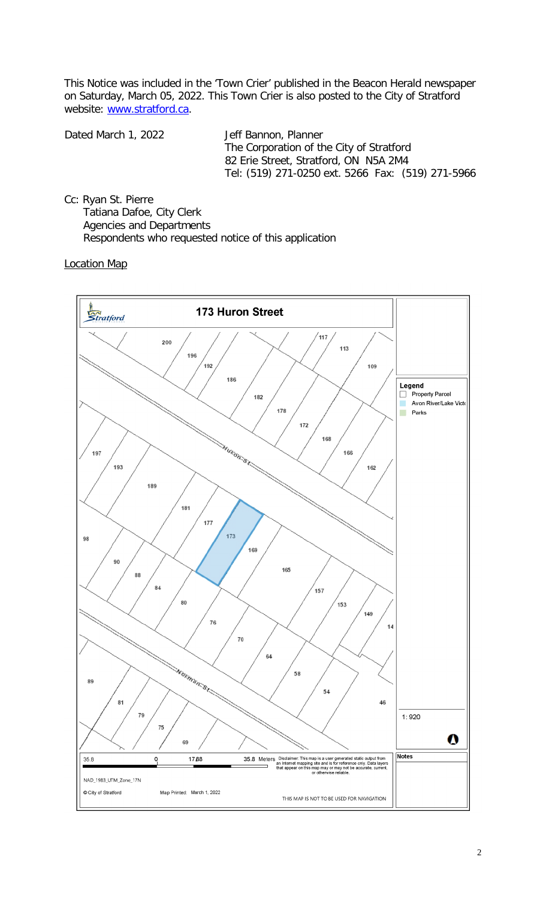This Notice was included in the 'Town Crier' published in the Beacon Herald newspaper on Saturday, March 05, 2022. This Town Crier is also posted to the City of Stratford website: [www.stratford.ca](http://www.stratford.ca).

Dated March 1, 2022

Jeff Bannon, Planner
The Corporation of the City of Stratford
82 Erie Street, Stratford, ON N5A 2M4
Tel: (519) 271-0250 ext. 5266 Fax: (519) 271-5966

Cc: Ryan St. Pierre
Tatiana Dafoe, City Clerk
Agencies and Departments
Respondents who requested notice of this application

Location Map

173 Huron Street

Stratford

200
196
192
186
182
178
172
168
166
162
117
113
109
Huron-St
197
193
189
181
177
173
169
165
157
153
149
14
98
90
88
84
80
76
70
64
58
54
46
Norman-St
89
81
79
75
69

Legend
Property Parcel
Avon River/Lake Victo
Parks

1: 920

35.8 0 17.88 35.8 Meters

Disclaimer: This map is a user generated static output from an Internet mapping site and is for reference only. Data layers that appear on this map may or may not be accurate, current, or otherwise reliable.

NAD_1983_UTM_Zone_17N

© City of Stratford

Map Printed: March 1, 2022

THIS MAP IS NOT TO BE USED FOR NAVIGATION

Notes